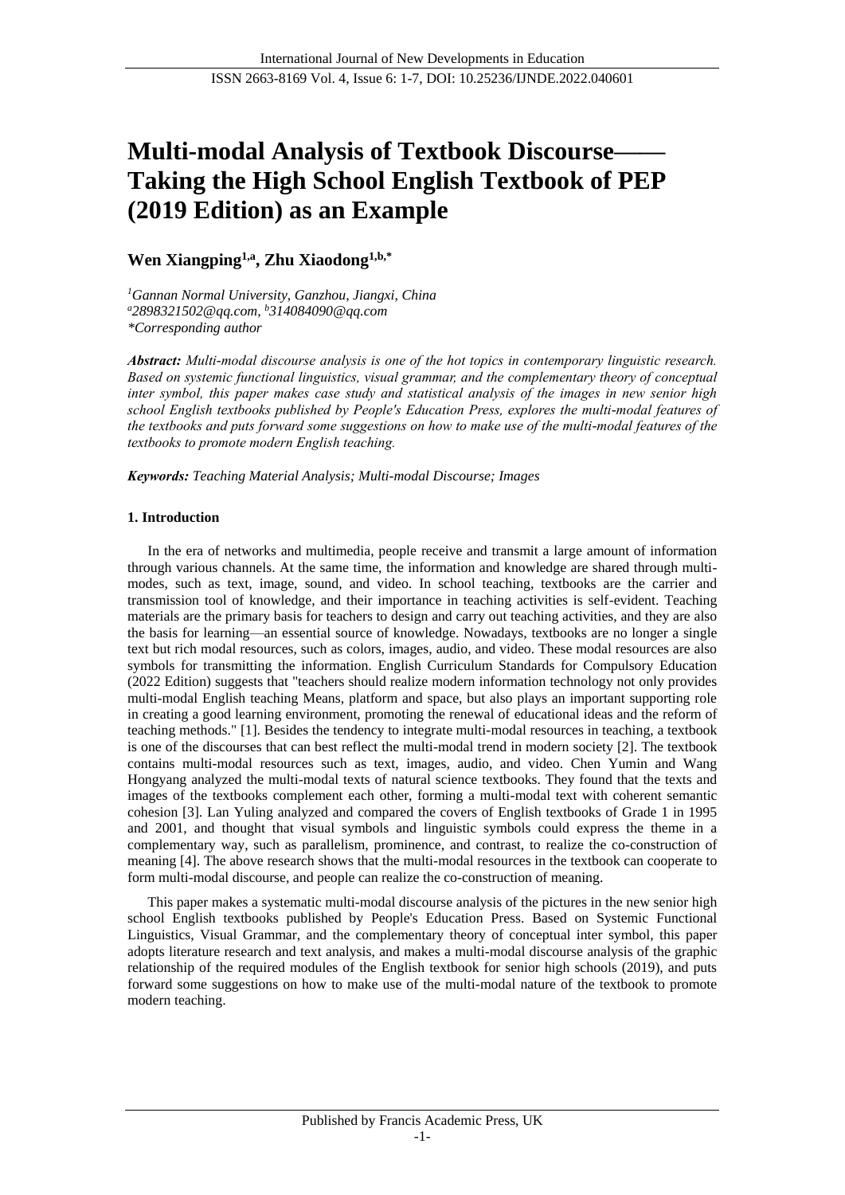# Multi-modal Analysis of Textbook Discourse—— Taking the High School English Textbook of PEP (2019 Edition) as an Example

**Wen Xiangping[1,a], Zhu Xiaodong[1,b,*]**

*[1]Gannan Normal University, Ganzhou, Jiangxi, China*
*[a]2898321502@qq.com, [b]314084090@qq.com*
*\*Corresponding author*

***Abstract:*** *Multi-modal discourse analysis is one of the hot topics in contemporary linguistic research. Based on systemic functional linguistics, visual grammar, and the complementary theory of conceptual inter symbol, this paper makes case study and statistical analysis of the images in new senior high school English textbooks published by People's Education Press, explores the multi-modal features of the textbooks and puts forward some suggestions on how to make use of the multi-modal features of the textbooks to promote modern English teaching.*

***Keywords:*** *Teaching Material Analysis; Multi-modal Discourse; Images*

## 1. Introduction

In the era of networks and multimedia, people receive and transmit a large amount of information through various channels. At the same time, the information and knowledge are shared through multi-modes, such as text, image, sound, and video. In school teaching, textbooks are the carrier and transmission tool of knowledge, and their importance in teaching activities is self-evident. Teaching materials are the primary basis for teachers to design and carry out teaching activities, and they are also the basis for learning—an essential source of knowledge. Nowadays, textbooks are no longer a single text but rich modal resources, such as colors, images, audio, and video. These modal resources are also symbols for transmitting the information. English Curriculum Standards for Compulsory Education (2022 Edition) suggests that "teachers should realize modern information technology not only provides multi-modal English teaching Means, platform and space, but also plays an important supporting role in creating a good learning environment, promoting the renewal of educational ideas and the reform of teaching methods." [1]. Besides the tendency to integrate multi-modal resources in teaching, a textbook is one of the discourses that can best reflect the multi-modal trend in modern society [2]. The textbook contains multi-modal resources such as text, images, audio, and video. Chen Yumin and Wang Hongyang analyzed the multi-modal texts of natural science textbooks. They found that the texts and images of the textbooks complement each other, forming a multi-modal text with coherent semantic cohesion [3]. Lan Yuling analyzed and compared the covers of English textbooks of Grade 1 in 1995 and 2001, and thought that visual symbols and linguistic symbols could express the theme in a complementary way, such as parallelism, prominence, and contrast, to realize the co-construction of meaning [4]. The above research shows that the multi-modal resources in the textbook can cooperate to form multi-modal discourse, and people can realize the co-construction of meaning.

This paper makes a systematic multi-modal discourse analysis of the pictures in the new senior high school English textbooks published by People's Education Press. Based on Systemic Functional Linguistics, Visual Grammar, and the complementary theory of conceptual inter symbol, this paper adopts literature research and text analysis, and makes a multi-modal discourse analysis of the graphic relationship of the required modules of the English textbook for senior high schools (2019), and puts forward some suggestions on how to make use of the multi-modal nature of the textbook to promote modern teaching.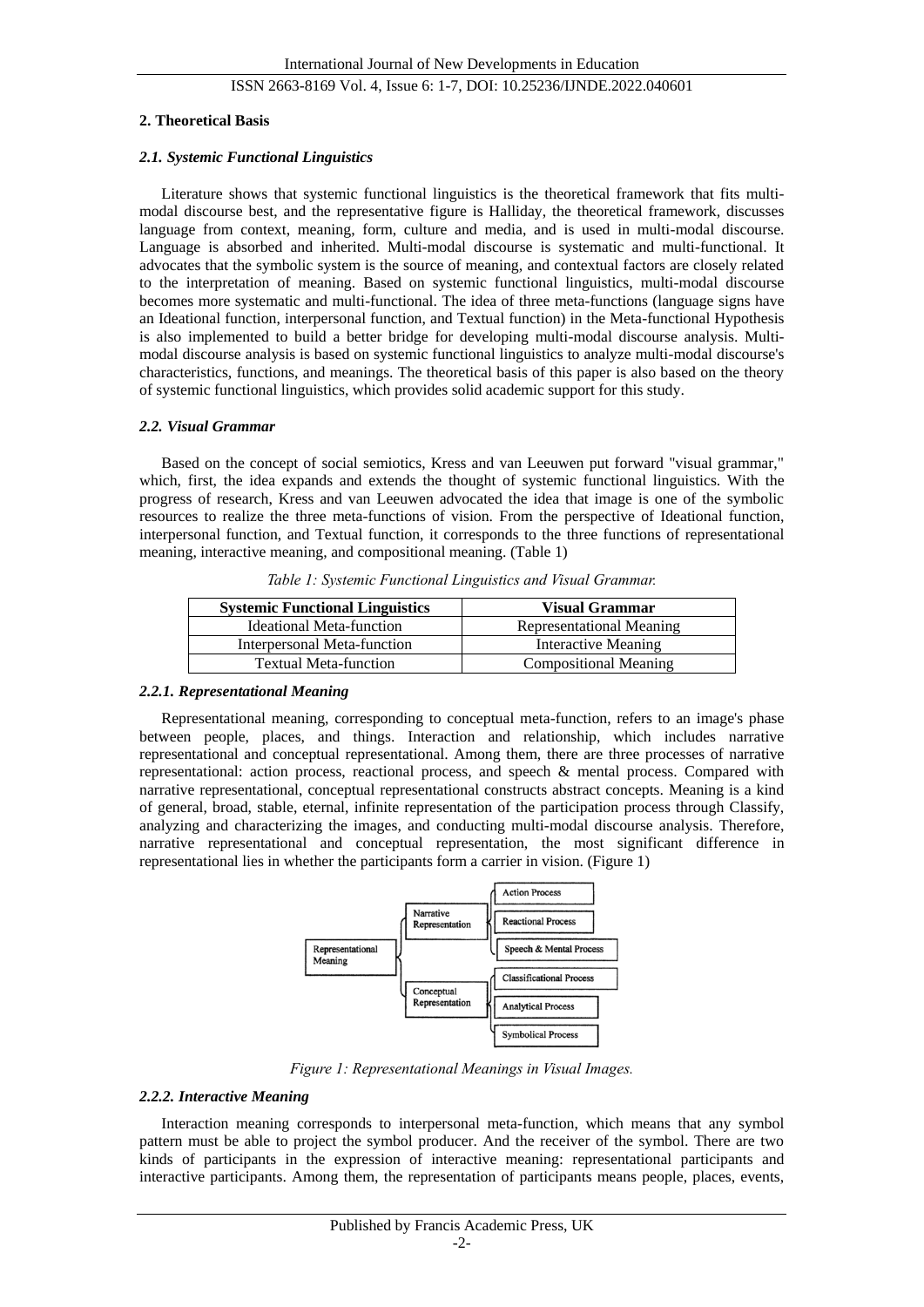## 2. Theoretical Basis

### *2.1. Systemic Functional Linguistics*

Literature shows that systemic functional linguistics is the theoretical framework that fits multi-modal discourse best, and the representative figure is Halliday, the theoretical framework, discusses language from context, meaning, form, culture and media, and is used in multi-modal discourse. Language is absorbed and inherited. Multi-modal discourse is systematic and multi-functional. It advocates that the symbolic system is the source of meaning, and contextual factors are closely related to the interpretation of meaning. Based on systemic functional linguistics, multi-modal discourse becomes more systematic and multi-functional. The idea of three meta-functions (language signs have an Ideational function, interpersonal function, and Textual function) in the Meta-functional Hypothesis is also implemented to build a better bridge for developing multi-modal discourse analysis. Multi-modal discourse analysis is based on systemic functional linguistics to analyze multi-modal discourse's characteristics, functions, and meanings. The theoretical basis of this paper is also based on the theory of systemic functional linguistics, which provides solid academic support for this study.

### *2.2. Visual Grammar*

Based on the concept of social semiotics, Kress and van Leeuwen put forward "visual grammar," which, first, the idea expands and extends the thought of systemic functional linguistics. With the progress of research, Kress and van Leeuwen advocated the idea that image is one of the symbolic resources to realize the three meta-functions of vision. From the perspective of Ideational function, interpersonal function, and Textual function, it corresponds to the three functions of representational meaning, interactive meaning, and compositional meaning. (Table 1)

*Table 1: Systemic Functional Linguistics and Visual Grammar.*

| Systemic Functional Linguistics | Visual Grammar |
|---|---|
| Ideational Meta-function | Representational Meaning |
| Interpersonal Meta-function | Interactive Meaning |
| Textual Meta-function | Compositional Meaning |

#### *2.2.1. Representational Meaning*

Representational meaning, corresponding to conceptual meta-function, refers to an image's phase between people, places, and things. Interaction and relationship, which includes narrative representational and conceptual representational. Among them, there are three processes of narrative representational: action process, reactional process, and speech & mental process. Compared with narrative representational, conceptual representational constructs abstract concepts. Meaning is a kind of general, broad, stable, eternal, infinite representation of the participation process through Classify, analyzing and characterizing the images, and conducting multi-modal discourse analysis. Therefore, narrative representational and conceptual representation, the most significant difference in representational lies in whether the participants form a carrier in vision. (Figure 1)

- Representational Meaning
  - Narrative Representation
    - Action Process
    - Reactional Process
    - Speech & Mental Process
  - Conceptual Representation
    - Classificational Process
    - Analytical Process
    - Symbolical Process

*Figure 1: Representational Meanings in Visual Images.*

#### *2.2.2. Interactive Meaning*

Interaction meaning corresponds to interpersonal meta-function, which means that any symbol pattern must be able to project the symbol producer. And the receiver of the symbol. There are two kinds of participants in the expression of interactive meaning: representational participants and interactive participants. Among them, the representation of participants means people, places, events,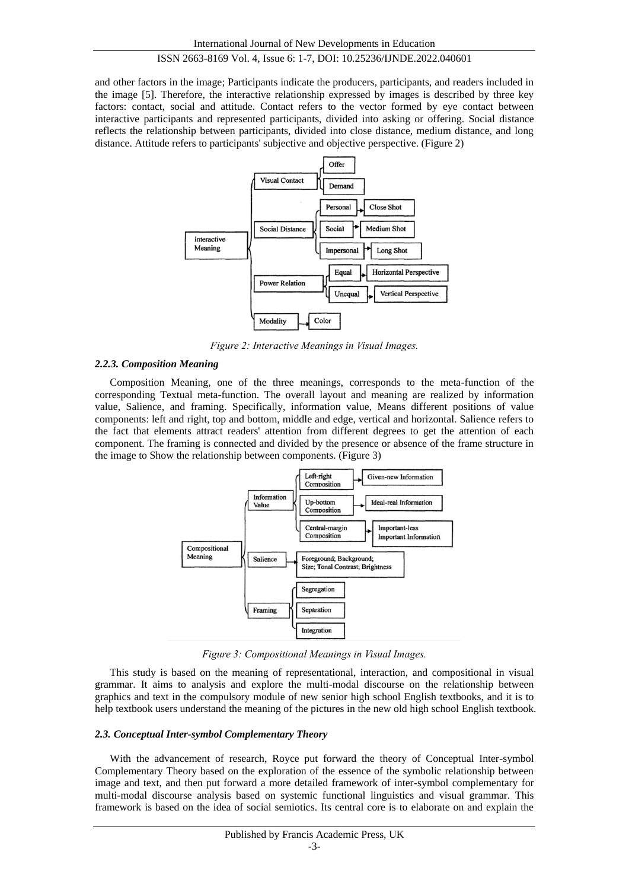and other factors in the image; Participants indicate the producers, participants, and readers included in the image [5]. Therefore, the interactive relationship expressed by images is described by three key factors: contact, social and attitude. Contact refers to the vector formed by eye contact between interactive participants and represented participants, divided into asking or offering. Social distance reflects the relationship between participants, divided into close distance, medium distance, and long distance. Attitude refers to participants' subjective and objective perspective. (Figure 2)

*Figure 2: Interactive Meanings in Visual Images.*

### *2.2.3. Composition Meaning*

Composition Meaning, one of the three meanings, corresponds to the meta-function of the corresponding Textual meta-function. The overall layout and meaning are realized by information value, Salience, and framing. Specifically, information value, Means different positions of value components: left and right, top and bottom, middle and edge, vertical and horizontal. Salience refers to the fact that elements attract readers' attention from different degrees to get the attention of each component. The framing is connected and divided by the presence or absence of the frame structure in the image to Show the relationship between components. (Figure 3)

*Figure 3: Compositional Meanings in Visual Images.*

This study is based on the meaning of representational, interaction, and compositional in visual grammar. It aims to analysis and explore the multi-modal discourse on the relationship between graphics and text in the compulsory module of new senior high school English textbooks, and it is to help textbook users understand the meaning of the pictures in the new old high school English textbook.

### *2.3. Conceptual Inter-symbol Complementary Theory*

With the advancement of research, Royce put forward the theory of Conceptual Inter-symbol Complementary Theory based on the exploration of the essence of the symbolic relationship between image and text, and then put forward a more detailed framework of inter-symbol complementary for multi-modal discourse analysis based on systemic functional linguistics and visual grammar. This framework is based on the idea of social semiotics. Its central core is to elaborate on and explain the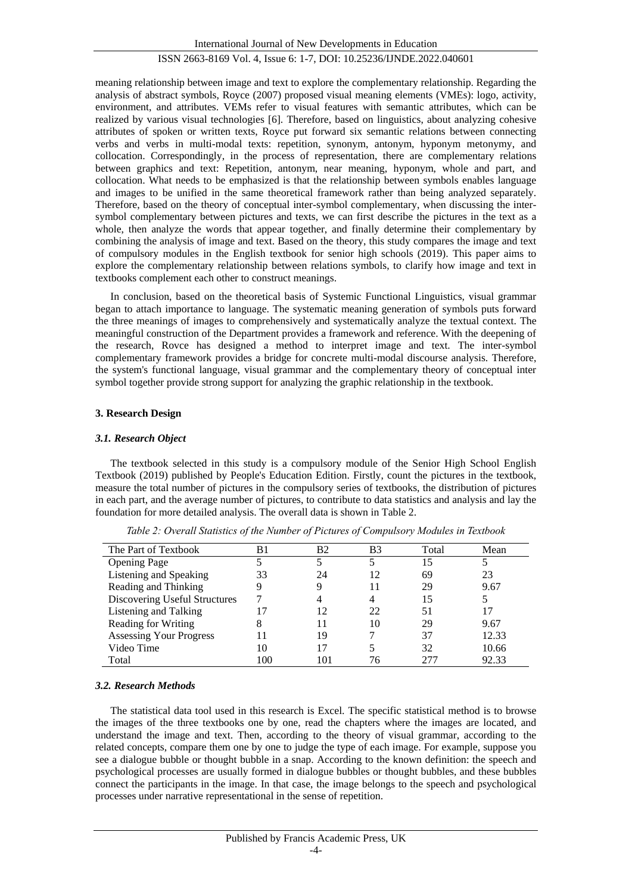meaning relationship between image and text to explore the complementary relationship. Regarding the analysis of abstract symbols, Royce (2007) proposed visual meaning elements (VMEs): logo, activity, environment, and attributes. VEMs refer to visual features with semantic attributes, which can be realized by various visual technologies [6]. Therefore, based on linguistics, about analyzing cohesive attributes of spoken or written texts, Royce put forward six semantic relations between connecting verbs and verbs in multi-modal texts: repetition, synonym, antonym, hyponym metonymy, and collocation. Correspondingly, in the process of representation, there are complementary relations between graphics and text: Repetition, antonym, near meaning, hyponym, whole and part, and collocation. What needs to be emphasized is that the relationship between symbols enables language and images to be unified in the same theoretical framework rather than being analyzed separately. Therefore, based on the theory of conceptual inter-symbol complementary, when discussing the inter-symbol complementary between pictures and texts, we can first describe the pictures in the text as a whole, then analyze the words that appear together, and finally determine their complementary by combining the analysis of image and text. Based on the theory, this study compares the image and text of compulsory modules in the English textbook for senior high schools (2019). This paper aims to explore the complementary relationship between relations symbols, to clarify how image and text in textbooks complement each other to construct meanings.

In conclusion, based on the theoretical basis of Systemic Functional Linguistics, visual grammar began to attach importance to language. The systematic meaning generation of symbols puts forward the three meanings of images to comprehensively and systematically analyze the textual context. The meaningful construction of the Department provides a framework and reference. With the deepening of the research, Rovce has designed a method to interpret image and text. The inter-symbol complementary framework provides a bridge for concrete multi-modal discourse analysis. Therefore, the system's functional language, visual grammar and the complementary theory of conceptual inter symbol together provide strong support for analyzing the graphic relationship in the textbook.

## 3. Research Design

### *3.1. Research Object*

The textbook selected in this study is a compulsory module of the Senior High School English Textbook (2019) published by People's Education Edition. Firstly, count the pictures in the textbook, measure the total number of pictures in the compulsory series of textbooks, the distribution of pictures in each part, and the average number of pictures, to contribute to data statistics and analysis and lay the foundation for more detailed analysis. The overall data is shown in Table 2.

*Table 2: Overall Statistics of the Number of Pictures of Compulsory Modules in Textbook*

| The Part of Textbook | B1 | B2 | B3 | Total | Mean |
|---|---|---|---|---|---|
| Opening Page | 5 | 5 | 5 | 15 | 5 |
| Listening and Speaking | 33 | 24 | 12 | 69 | 23 |
| Reading and Thinking | 9 | 9 | 11 | 29 | 9.67 |
| Discovering Useful Structures | 7 | 4 | 4 | 15 | 5 |
| Listening and Talking | 17 | 12 | 22 | 51 | 17 |
| Reading for Writing | 8 | 11 | 10 | 29 | 9.67 |
| Assessing Your Progress | 11 | 19 | 7 | 37 | 12.33 |
| Video Time | 10 | 17 | 5 | 32 | 10.66 |
| Total | 100 | 101 | 76 | 277 | 92.33 |

### *3.2. Research Methods*

The statistical data tool used in this research is Excel. The specific statistical method is to browse the images of the three textbooks one by one, read the chapters where the images are located, and understand the image and text. Then, according to the theory of visual grammar, according to the related concepts, compare them one by one to judge the type of each image. For example, suppose you see a dialogue bubble or thought bubble in a snap. According to the known definition: the speech and psychological processes are usually formed in dialogue bubbles or thought bubbles, and these bubbles connect the participants in the image. In that case, the image belongs to the speech and psychological processes under narrative representational in the sense of repetition.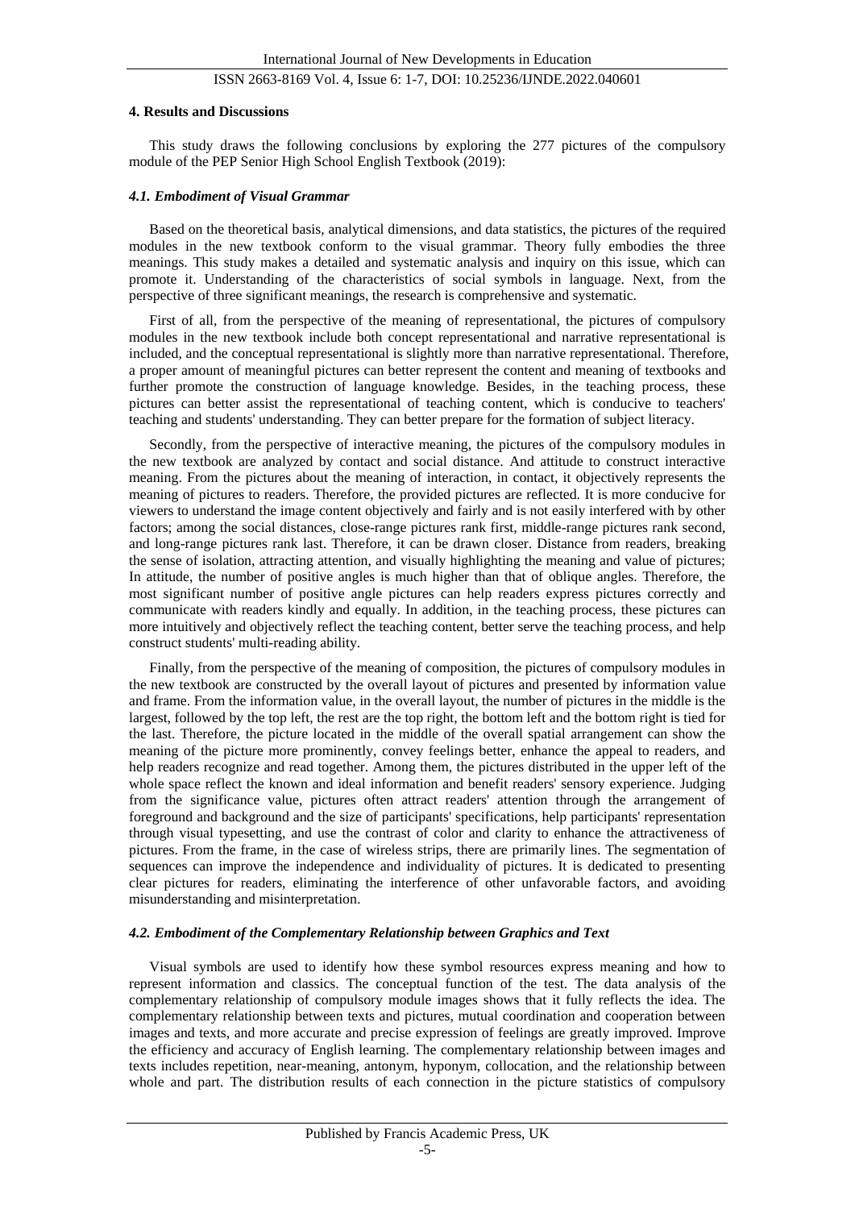## 4. Results and Discussions

This study draws the following conclusions by exploring the 277 pictures of the compulsory module of the PEP Senior High School English Textbook (2019):

### *4.1. Embodiment of Visual Grammar*

Based on the theoretical basis, analytical dimensions, and data statistics, the pictures of the required modules in the new textbook conform to the visual grammar. Theory fully embodies the three meanings. This study makes a detailed and systematic analysis and inquiry on this issue, which can promote it. Understanding of the characteristics of social symbols in language. Next, from the perspective of three significant meanings, the research is comprehensive and systematic.

First of all, from the perspective of the meaning of representational, the pictures of compulsory modules in the new textbook include both concept representational and narrative representational is included, and the conceptual representational is slightly more than narrative representational. Therefore, a proper amount of meaningful pictures can better represent the content and meaning of textbooks and further promote the construction of language knowledge. Besides, in the teaching process, these pictures can better assist the representational of teaching content, which is conducive to teachers' teaching and students' understanding. They can better prepare for the formation of subject literacy.

Secondly, from the perspective of interactive meaning, the pictures of the compulsory modules in the new textbook are analyzed by contact and social distance. And attitude to construct interactive meaning. From the pictures about the meaning of interaction, in contact, it objectively represents the meaning of pictures to readers. Therefore, the provided pictures are reflected. It is more conducive for viewers to understand the image content objectively and fairly and is not easily interfered with by other factors; among the social distances, close-range pictures rank first, middle-range pictures rank second, and long-range pictures rank last. Therefore, it can be drawn closer. Distance from readers, breaking the sense of isolation, attracting attention, and visually highlighting the meaning and value of pictures; In attitude, the number of positive angles is much higher than that of oblique angles. Therefore, the most significant number of positive angle pictures can help readers express pictures correctly and communicate with readers kindly and equally. In addition, in the teaching process, these pictures can more intuitively and objectively reflect the teaching content, better serve the teaching process, and help construct students' multi-reading ability.

Finally, from the perspective of the meaning of composition, the pictures of compulsory modules in the new textbook are constructed by the overall layout of pictures and presented by information value and frame. From the information value, in the overall layout, the number of pictures in the middle is the largest, followed by the top left, the rest are the top right, the bottom left and the bottom right is tied for the last. Therefore, the picture located in the middle of the overall spatial arrangement can show the meaning of the picture more prominently, convey feelings better, enhance the appeal to readers, and help readers recognize and read together. Among them, the pictures distributed in the upper left of the whole space reflect the known and ideal information and benefit readers' sensory experience. Judging from the significance value, pictures often attract readers' attention through the arrangement of foreground and background and the size of participants' specifications, help participants' representation through visual typesetting, and use the contrast of color and clarity to enhance the attractiveness of pictures. From the frame, in the case of wireless strips, there are primarily lines. The segmentation of sequences can improve the independence and individuality of pictures. It is dedicated to presenting clear pictures for readers, eliminating the interference of other unfavorable factors, and avoiding misunderstanding and misinterpretation.

### *4.2. Embodiment of the Complementary Relationship between Graphics and Text*

Visual symbols are used to identify how these symbol resources express meaning and how to represent information and classics. The conceptual function of the test. The data analysis of the complementary relationship of compulsory module images shows that it fully reflects the idea. The complementary relationship between texts and pictures, mutual coordination and cooperation between images and texts, and more accurate and precise expression of feelings are greatly improved. Improve the efficiency and accuracy of English learning. The complementary relationship between images and texts includes repetition, near-meaning, antonym, hyponym, collocation, and the relationship between whole and part. The distribution results of each connection in the picture statistics of compulsory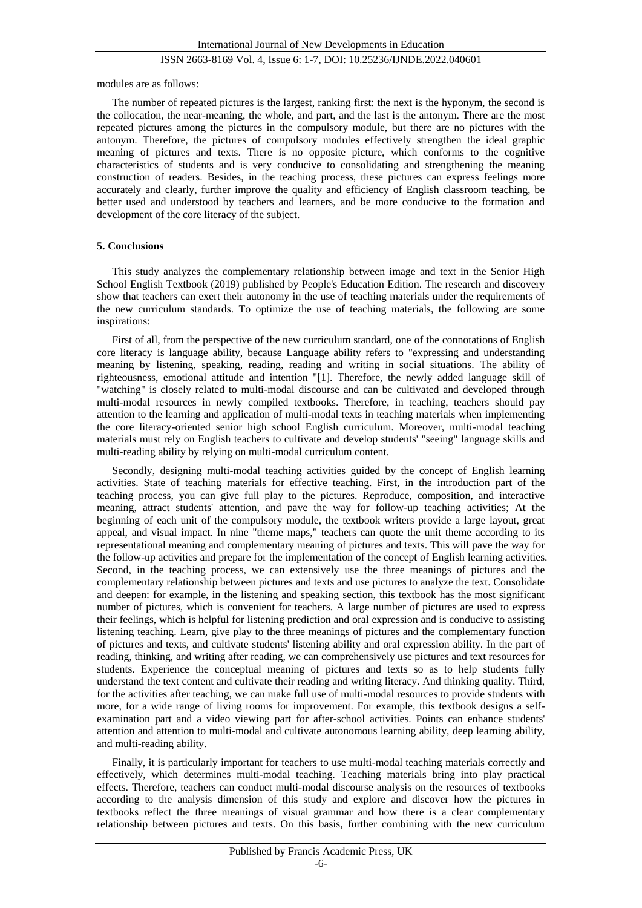modules are as follows:

The number of repeated pictures is the largest, ranking first: the next is the hyponym, the second is the collocation, the near-meaning, the whole, and part, and the last is the antonym. There are the most repeated pictures among the pictures in the compulsory module, but there are no pictures with the antonym. Therefore, the pictures of compulsory modules effectively strengthen the ideal graphic meaning of pictures and texts. There is no opposite picture, which conforms to the cognitive characteristics of students and is very conducive to consolidating and strengthening the meaning construction of readers. Besides, in the teaching process, these pictures can express feelings more accurately and clearly, further improve the quality and efficiency of English classroom teaching, be better used and understood by teachers and learners, and be more conducive to the formation and development of the core literacy of the subject.

## 5. Conclusions

This study analyzes the complementary relationship between image and text in the Senior High School English Textbook (2019) published by People's Education Edition. The research and discovery show that teachers can exert their autonomy in the use of teaching materials under the requirements of the new curriculum standards. To optimize the use of teaching materials, the following are some inspirations:

First of all, from the perspective of the new curriculum standard, one of the connotations of English core literacy is language ability, because Language ability refers to "expressing and understanding meaning by listening, speaking, reading, reading and writing in social situations. The ability of righteousness, emotional attitude and intention "[1]. Therefore, the newly added language skill of "watching" is closely related to multi-modal discourse and can be cultivated and developed through multi-modal resources in newly compiled textbooks. Therefore, in teaching, teachers should pay attention to the learning and application of multi-modal texts in teaching materials when implementing the core literacy-oriented senior high school English curriculum. Moreover, multi-modal teaching materials must rely on English teachers to cultivate and develop students' "seeing" language skills and multi-reading ability by relying on multi-modal curriculum content.

Secondly, designing multi-modal teaching activities guided by the concept of English learning activities. State of teaching materials for effective teaching. First, in the introduction part of the teaching process, you can give full play to the pictures. Reproduce, composition, and interactive meaning, attract students' attention, and pave the way for follow-up teaching activities; At the beginning of each unit of the compulsory module, the textbook writers provide a large layout, great appeal, and visual impact. In nine "theme maps," teachers can quote the unit theme according to its representational meaning and complementary meaning of pictures and texts. This will pave the way for the follow-up activities and prepare for the implementation of the concept of English learning activities. Second, in the teaching process, we can extensively use the three meanings of pictures and the complementary relationship between pictures and texts and use pictures to analyze the text. Consolidate and deepen: for example, in the listening and speaking section, this textbook has the most significant number of pictures, which is convenient for teachers. A large number of pictures are used to express their feelings, which is helpful for listening prediction and oral expression and is conducive to assisting listening teaching. Learn, give play to the three meanings of pictures and the complementary function of pictures and texts, and cultivate students' listening ability and oral expression ability. In the part of reading, thinking, and writing after reading, we can comprehensively use pictures and text resources for students. Experience the conceptual meaning of pictures and texts so as to help students fully understand the text content and cultivate their reading and writing literacy. And thinking quality. Third, for the activities after teaching, we can make full use of multi-modal resources to provide students with more, for a wide range of living rooms for improvement. For example, this textbook designs a self-examination part and a video viewing part for after-school activities. Points can enhance students' attention and attention to multi-modal and cultivate autonomous learning ability, deep learning ability, and multi-reading ability.

Finally, it is particularly important for teachers to use multi-modal teaching materials correctly and effectively, which determines multi-modal teaching. Teaching materials bring into play practical effects. Therefore, teachers can conduct multi-modal discourse analysis on the resources of textbooks according to the analysis dimension of this study and explore and discover how the pictures in textbooks reflect the three meanings of visual grammar and how there is a clear complementary relationship between pictures and texts. On this basis, further combining with the new curriculum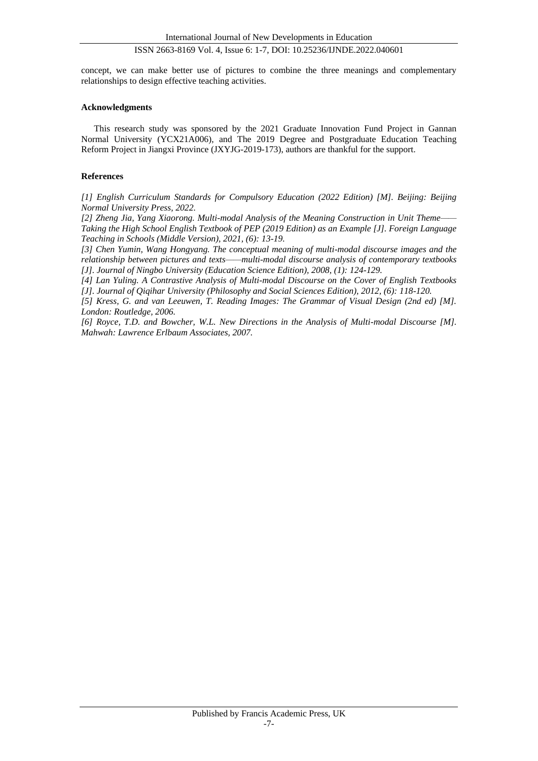concept, we can make better use of pictures to combine the three meanings and complementary relationships to design effective teaching activities.

## Acknowledgments

This research study was sponsored by the 2021 Graduate Innovation Fund Project in Gannan Normal University (YCX21A006), and The 2019 Degree and Postgraduate Education Teaching Reform Project in Jiangxi Province (JXYJG-2019-173), authors are thankful for the support.

## References

*[1] English Curriculum Standards for Compulsory Education (2022 Edition) [M]. Beijing: Beijing Normal University Press, 2022.*

*[2] Zheng Jia, Yang Xiaorong. Multi-modal Analysis of the Meaning Construction in Unit Theme——Taking the High School English Textbook of PEP (2019 Edition) as an Example [J]. Foreign Language Teaching in Schools (Middle Version), 2021, (6): 13-19.*

*[3] Chen Yumin, Wang Hongyang. The conceptual meaning of multi-modal discourse images and the relationship between pictures and texts——multi-modal discourse analysis of contemporary textbooks [J]. Journal of Ningbo University (Education Science Edition), 2008, (1): 124-129.*

*[4] Lan Yuling. A Contrastive Analysis of Multi-modal Discourse on the Cover of English Textbooks [J]. Journal of Qiqihar University (Philosophy and Social Sciences Edition), 2012, (6): 118-120.*

*[5] Kress, G. and van Leeuwen, T. Reading Images: The Grammar of Visual Design (2nd ed) [M]. London: Routledge, 2006.*

*[6] Royce, T.D. and Bowcher, W.L. New Directions in the Analysis of Multi-modal Discourse [M]. Mahwah: Lawrence Erlbaum Associates, 2007.*